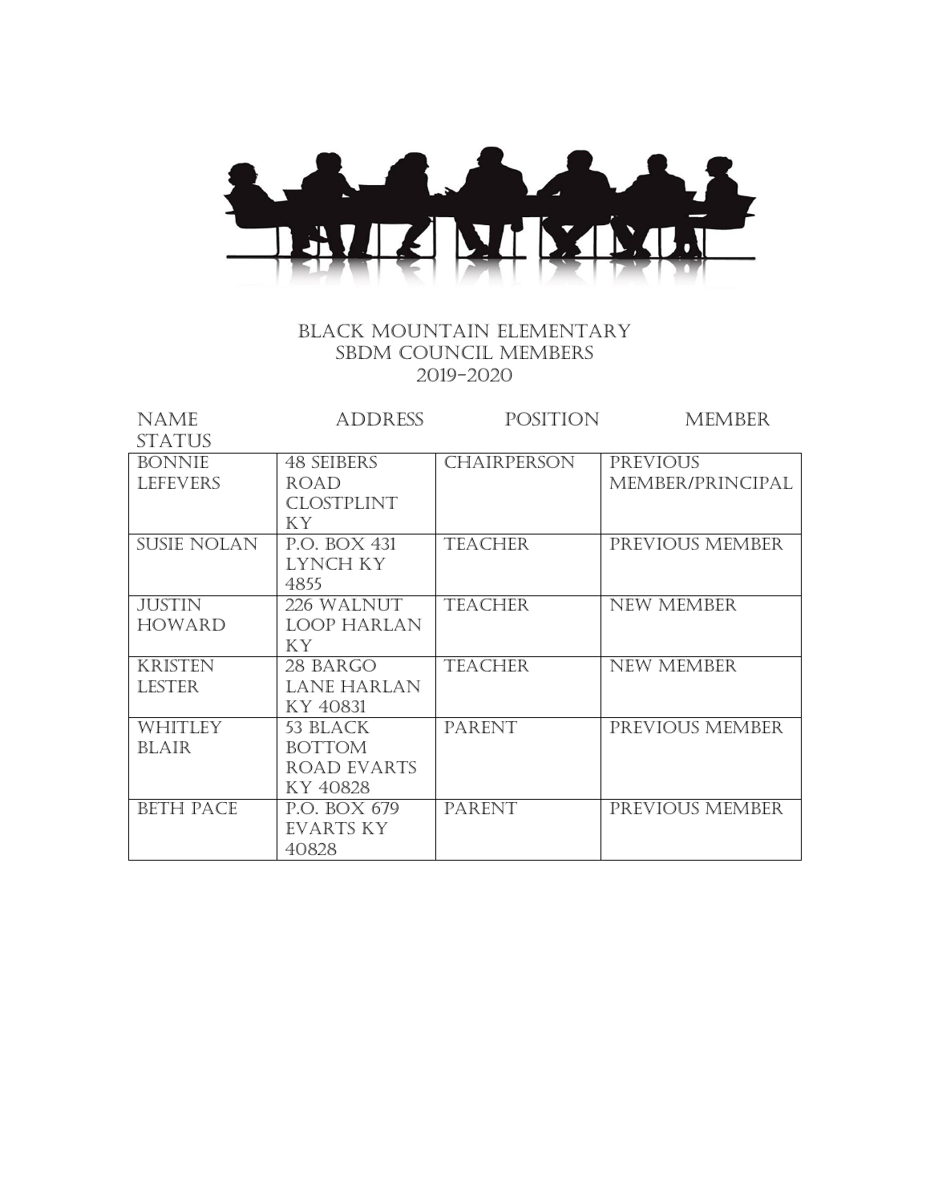# BLACK MOUNTAIN ELEMENTARY
## SBDM COUNCIL MEMBERS
## 2019-2020

| NAME | ADDRESS | POSITION | MEMBER STATUS |
|---|---|---|---|
| BONNIE LEFEVERS | 48 SEIBERS ROAD CLOSTPLINT KY | CHAIRPERSON | PREVIOUS MEMBER/PRINCIPAL |
| SUSIE NOLAN | P.O. BOX 431 LYNCH KY 4855 | TEACHER | PREVIOUS MEMBER |
| JUSTIN HOWARD | 226 WALNUT LOOP HARLAN KY | TEACHER | NEW MEMBER |
| KRISTEN LESTER | 28 BARGO LANE HARLAN KY 40831 | TEACHER | NEW MEMBER |
| WHITLEY BLAIR | 53 BLACK BOTTOM ROAD EVARTS KY 40828 | PARENT | PREVIOUS MEMBER |
| BETH PACE | P.O. BOX 679 EVARTS KY 40828 | PARENT | PREVIOUS MEMBER |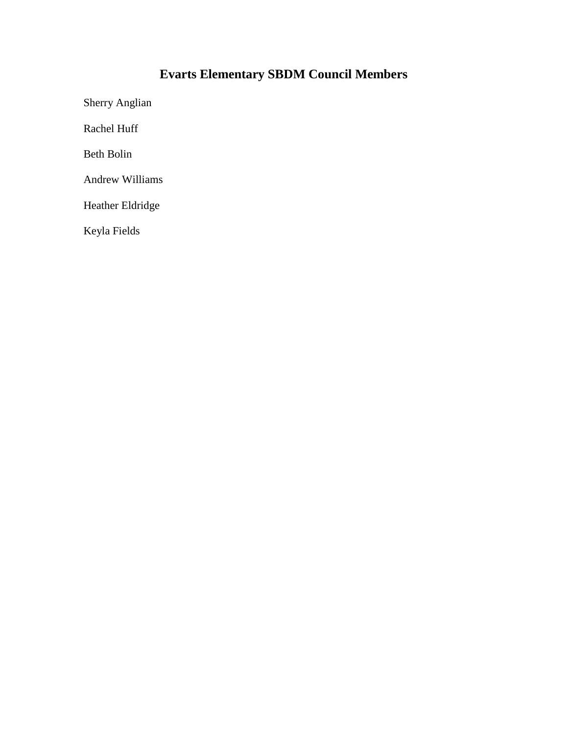# Evarts Elementary SBDM Council Members

Sherry Anglian

Rachel Huff

Beth Bolin

Andrew Williams

Heather Eldridge

Keyla Fields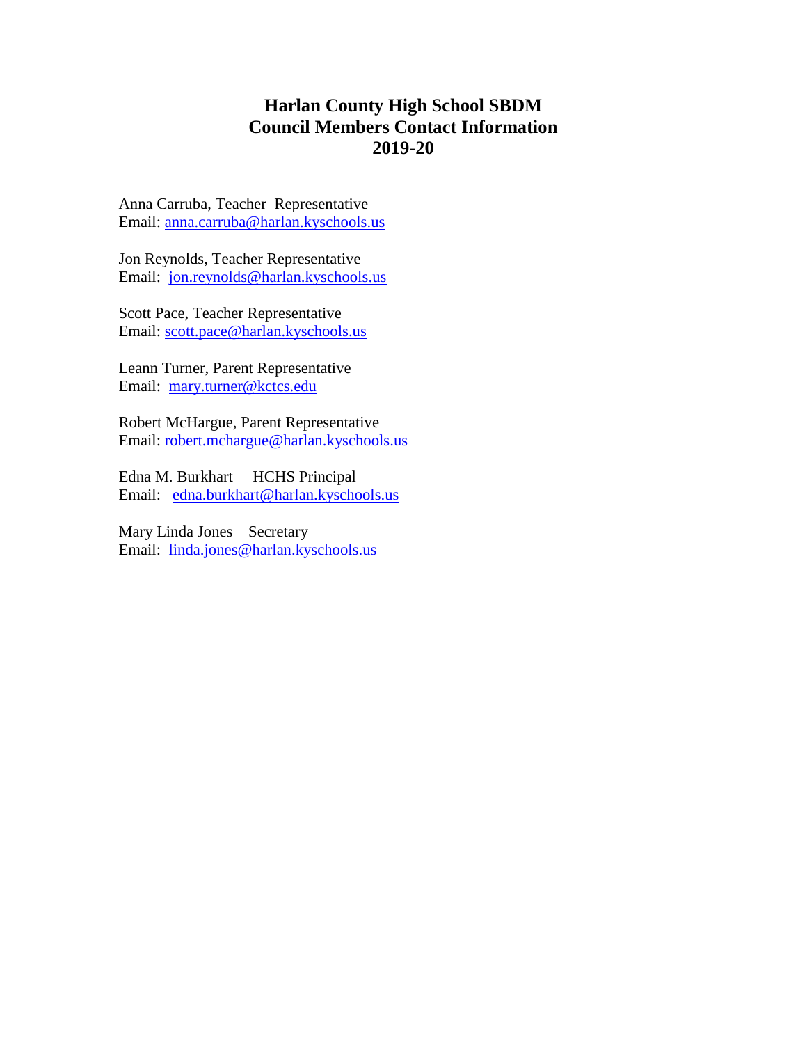# Harlan County High School SBDM
# Council Members Contact Information
# 2019-20

Anna Carruba, Teacher Representative
Email: anna.carruba@harlan.kyschools.us

Jon Reynolds, Teacher Representative
Email: jon.reynolds@harlan.kyschools.us

Scott Pace, Teacher Representative
Email: scott.pace@harlan.kyschools.us

Leann Turner, Parent Representative
Email: mary.turner@kctcs.edu

Robert McHargue, Parent Representative
Email: robert.mchargue@harlan.kyschools.us

Edna M. Burkhart HCHS Principal
Email: edna.burkhart@harlan.kyschools.us

Mary Linda Jones Secretary
Email: linda.jones@harlan.kyschools.us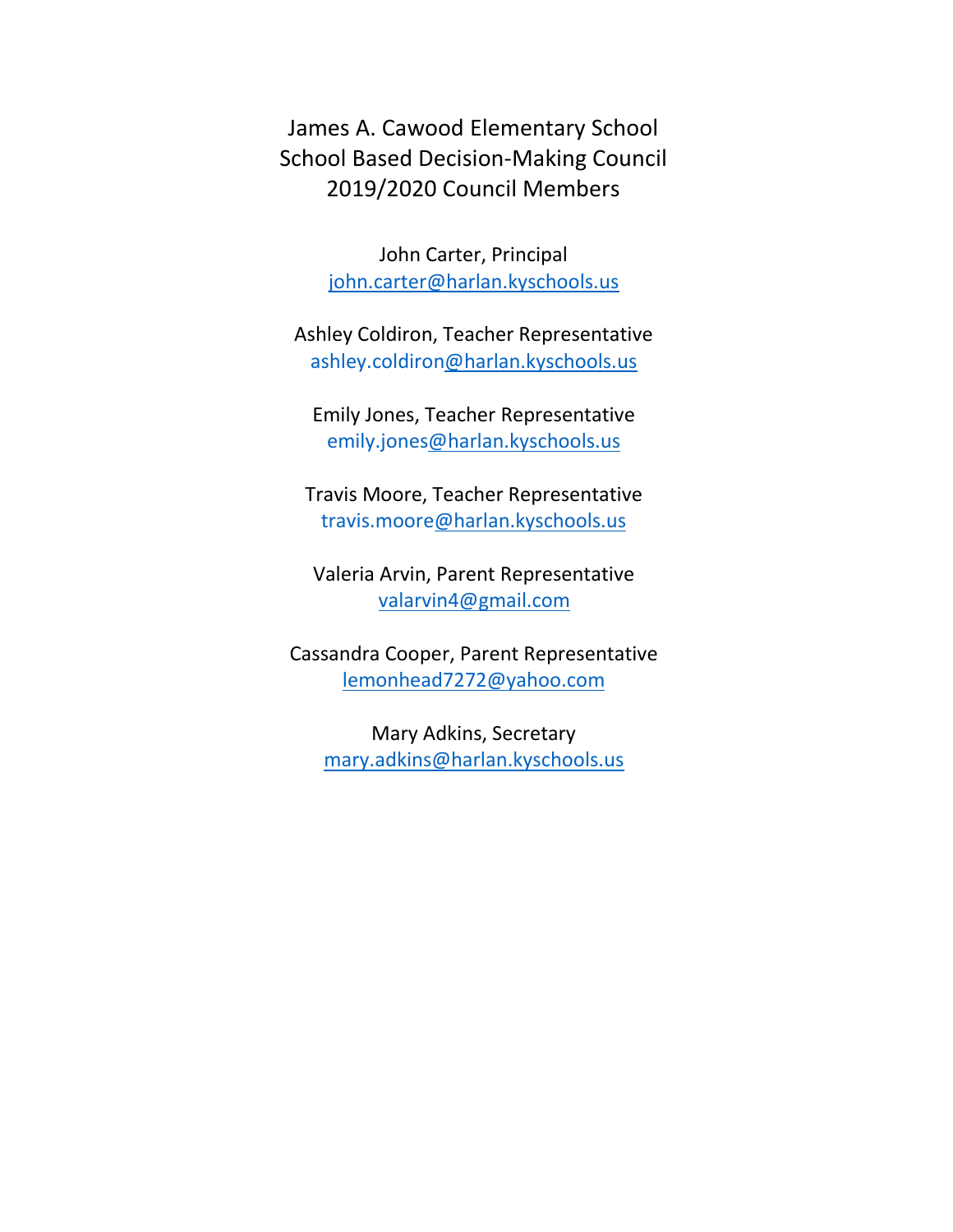# James A. Cawood Elementary School
# School Based Decision-Making Council
# 2019/2020 Council Members

John Carter, Principal
john.carter@harlan.kyschools.us

Ashley Coldiron, Teacher Representative
ashley.coldiron@harlan.kyschools.us

Emily Jones, Teacher Representative
emily.jones@harlan.kyschools.us

Travis Moore, Teacher Representative
travis.moore@harlan.kyschools.us

Valeria Arvin, Parent Representative
valarvin4@gmail.com

Cassandra Cooper, Parent Representative
lemonhead7272@yahoo.com

Mary Adkins, Secretary
mary.adkins@harlan.kyschools.us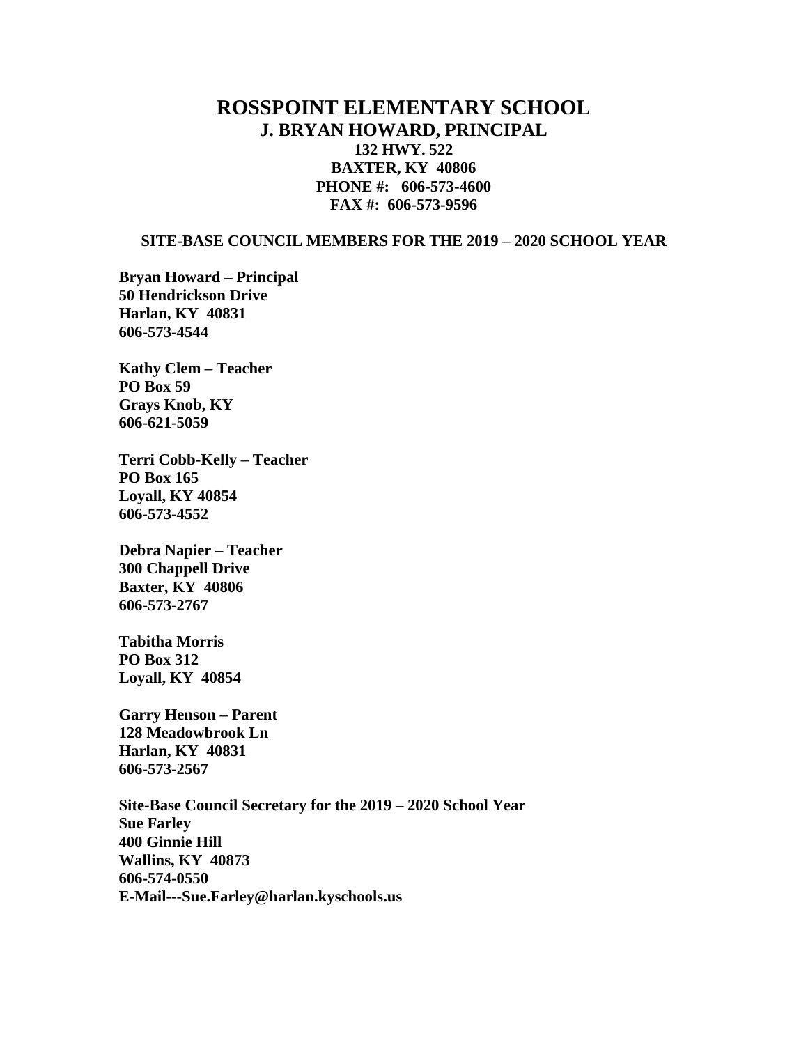# ROSSPOINT ELEMENTARY SCHOOL

## J. BRYAN HOWARD, PRINCIPAL

**132 HWY. 522**
**BAXTER, KY 40806**
**PHONE #: 606-573-4600**
**FAX #: 606-573-9596**

### SITE-BASE COUNCIL MEMBERS FOR THE 2019 – 2020 SCHOOL YEAR

**Bryan Howard – Principal**
**50 Hendrickson Drive**
**Harlan, KY 40831**
**606-573-4544**

**Kathy Clem – Teacher**
**PO Box 59**
**Grays Knob, KY**
**606-621-5059**

**Terri Cobb-Kelly – Teacher**
**PO Box 165**
**Loyall, KY 40854**
**606-573-4552**

**Debra Napier – Teacher**
**300 Chappell Drive**
**Baxter, KY 40806**
**606-573-2767**

**Tabitha Morris**
**PO Box 312**
**Loyall, KY 40854**

**Garry Henson – Parent**
**128 Meadowbrook Ln**
**Harlan, KY 40831**
**606-573-2567**

**Site-Base Council Secretary for the 2019 – 2020 School Year**
**Sue Farley**
**400 Ginnie Hill**
**Wallins, KY 40873**
**606-574-0550**
**E-Mail---Sue.Farley@harlan.kyschools.us**